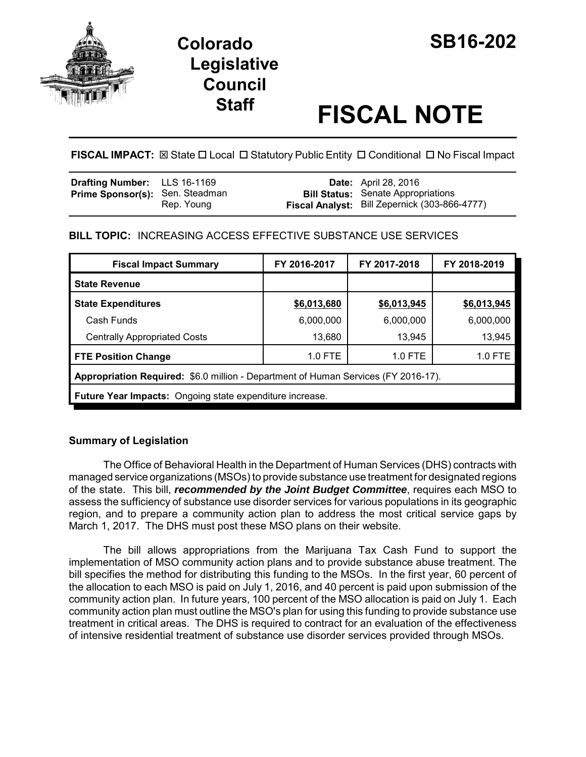# Colorado Legislative Council Staff

# SB16-202

# FISCAL NOTE

**FISCAL IMPACT:** ☒ State ☐ Local ☐ Statutory Public Entity ☐ Conditional ☐ No Fiscal Impact

| | | | |
|---|---|---|---|
| **Drafting Number:** | LLS 16-1169 | **Date:** | April 28, 2016 |
| **Prime Sponsor(s):** | Sen. Steadman<br>Rep. Young | **Bill Status:** | Senate Appropriations |
| | | **Fiscal Analyst:** | Bill Zepernick (303-866-4777) |

**BILL TOPIC:** INCREASING ACCESS EFFECTIVE SUBSTANCE USE SERVICES

| Fiscal Impact Summary | FY 2016-2017 | FY 2017-2018 | FY 2018-2019 |
|---|---|---|---|
| **State Revenue** | | | |
| **State Expenditures** | <u>$6,013,680</u> | <u>$6,013,945</u> | <u>$6,013,945</u> |
| Cash Funds | 6,000,000 | 6,000,000 | 6,000,000 |
| Centrally Appropriated Costs | 13,680 | 13,945 | 13,945 |
| **FTE Position Change** | 1.0 FTE | 1.0 FTE | 1.0 FTE |
| **Appropriation Required:** $6.0 million - Department of Human Services (FY 2016-17). | | | |
| **Future Year Impacts:** Ongoing state expenditure increase. | | | |

## Summary of Legislation

The Office of Behavioral Health in the Department of Human Services (DHS) contracts with managed service organizations (MSOs) to provide substance use treatment for designated regions of the state. This bill, ***recommended by the Joint Budget Committee***, requires each MSO to assess the sufficiency of substance use disorder services for various populations in its geographic region, and to prepare a community action plan to address the most critical service gaps by March 1, 2017. The DHS must post these MSO plans on their website.

The bill allows appropriations from the Marijuana Tax Cash Fund to support the implementation of MSO community action plans and to provide substance abuse treatment. The bill specifies the method for distributing this funding to the MSOs. In the first year, 60 percent of the allocation to each MSO is paid on July 1, 2016, and 40 percent is paid upon submission of the community action plan. In future years, 100 percent of the MSO allocation is paid on July 1. Each community action plan must outline the MSO's plan for using this funding to provide substance use treatment in critical areas. The DHS is required to contract for an evaluation of the effectiveness of intensive residential treatment of substance use disorder services provided through MSOs.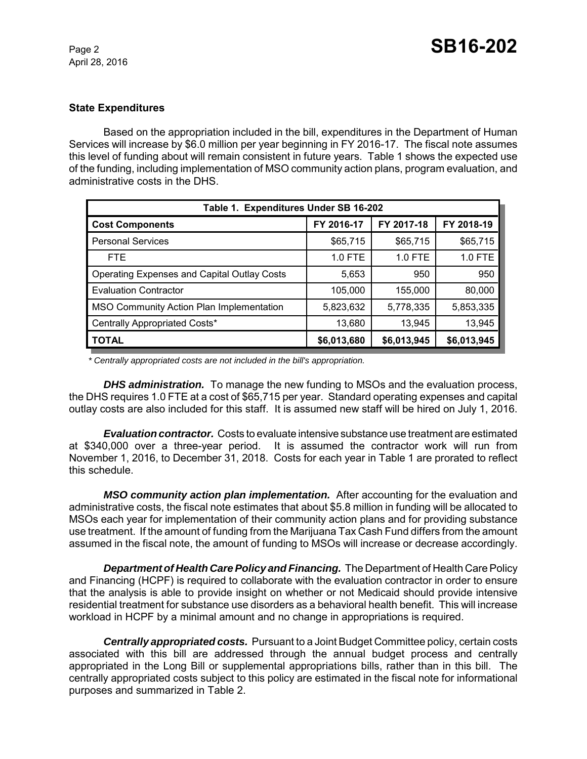### State Expenditures

Based on the appropriation included in the bill, expenditures in the Department of Human Services will increase by $6.0 million per year beginning in FY 2016-17. The fiscal note assumes this level of funding about will remain consistent in future years. Table 1 shows the expected use of the funding, including implementation of MSO community action plans, program evaluation, and administrative costs in the DHS.

| Table 1. Expenditures Under SB 16-202 | | | |
|---|---|---|---|
| **Cost Components** | **FY 2016-17** | **FY 2017-18** | **FY 2018-19** |
| Personal Services | $65,715 | $65,715 | $65,715 |
| FTE | 1.0 FTE | 1.0 FTE | 1.0 FTE |
| Operating Expenses and Capital Outlay Costs | 5,653 | 950 | 950 |
| Evaluation Contractor | 105,000 | 155,000 | 80,000 |
| MSO Community Action Plan Implementation | 5,823,632 | 5,778,335 | 5,853,335 |
| Centrally Appropriated Costs* | 13,680 | 13,945 | 13,945 |
| **TOTAL** | **$6,013,680** | **$6,013,945** | **$6,013,945** |

*\* Centrally appropriated costs are not included in the bill's appropriation.*

***DHS administration.*** To manage the new funding to MSOs and the evaluation process, the DHS requires 1.0 FTE at a cost of $65,715 per year. Standard operating expenses and capital outlay costs are also included for this staff. It is assumed new staff will be hired on July 1, 2016.

***Evaluation contractor.*** Costs to evaluate intensive substance use treatment are estimated at $340,000 over a three-year period. It is assumed the contractor work will run from November 1, 2016, to December 31, 2018. Costs for each year in Table 1 are prorated to reflect this schedule.

***MSO community action plan implementation.*** After accounting for the evaluation and administrative costs, the fiscal note estimates that about $5.8 million in funding will be allocated to MSOs each year for implementation of their community action plans and for providing substance use treatment. If the amount of funding from the Marijuana Tax Cash Fund differs from the amount assumed in the fiscal note, the amount of funding to MSOs will increase or decrease accordingly.

***Department of Health Care Policy and Financing.*** The Department of Health Care Policy and Financing (HCPF) is required to collaborate with the evaluation contractor in order to ensure that the analysis is able to provide insight on whether or not Medicaid should provide intensive residential treatment for substance use disorders as a behavioral health benefit. This will increase workload in HCPF by a minimal amount and no change in appropriations is required.

***Centrally appropriated costs.*** Pursuant to a Joint Budget Committee policy, certain costs associated with this bill are addressed through the annual budget process and centrally appropriated in the Long Bill or supplemental appropriations bills, rather than in this bill. The centrally appropriated costs subject to this policy are estimated in the fiscal note for informational purposes and summarized in Table 2.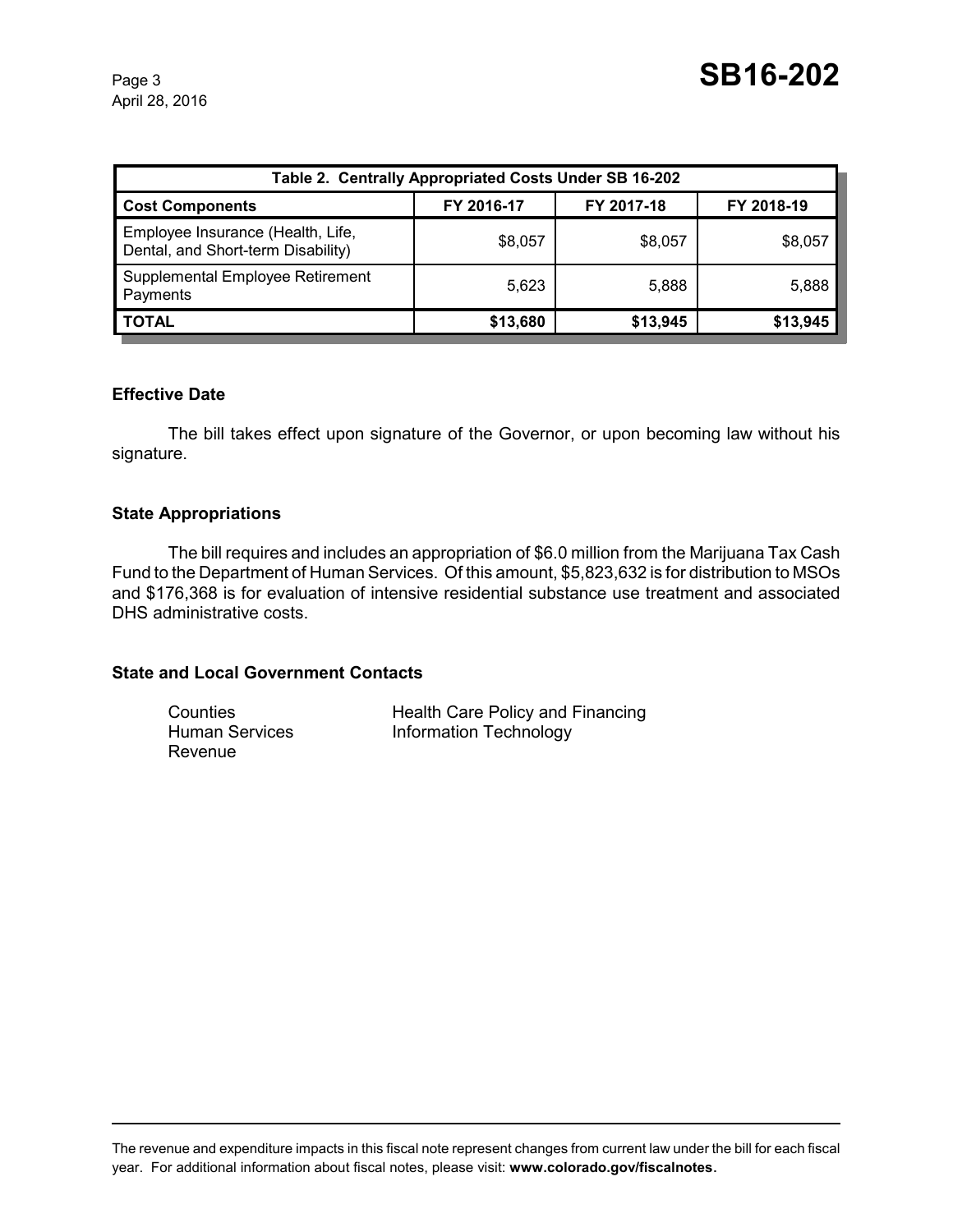| Table 2. Centrally Appropriated Costs Under SB 16-202 | | | |
|---|---|---|---|
| **Cost Components** | **FY 2016-17** | **FY 2017-18** | **FY 2018-19** |
| Employee Insurance (Health, Life, Dental, and Short-term Disability) | $8,057 | $8,057 | $8,057 |
| Supplemental Employee Retirement Payments | 5,623 | 5,888 | 5,888 |
| **TOTAL** | **$13,680** | **$13,945** | **$13,945** |

### Effective Date

The bill takes effect upon signature of the Governor, or upon becoming law without his signature.

### State Appropriations

The bill requires and includes an appropriation of $6.0 million from the Marijuana Tax Cash Fund to the Department of Human Services. Of this amount, $5,823,632 is for distribution to MSOs and $176,368 is for evaluation of intensive residential substance use treatment and associated DHS administrative costs.

### State and Local Government Contacts

| | |
|---|---|
| Counties | Health Care Policy and Financing |
| Human Services | Information Technology |
| Revenue | |

The revenue and expenditure impacts in this fiscal note represent changes from current law under the bill for each fiscal year. For additional information about fiscal notes, please visit: **www.colorado.gov/fiscalnotes.**